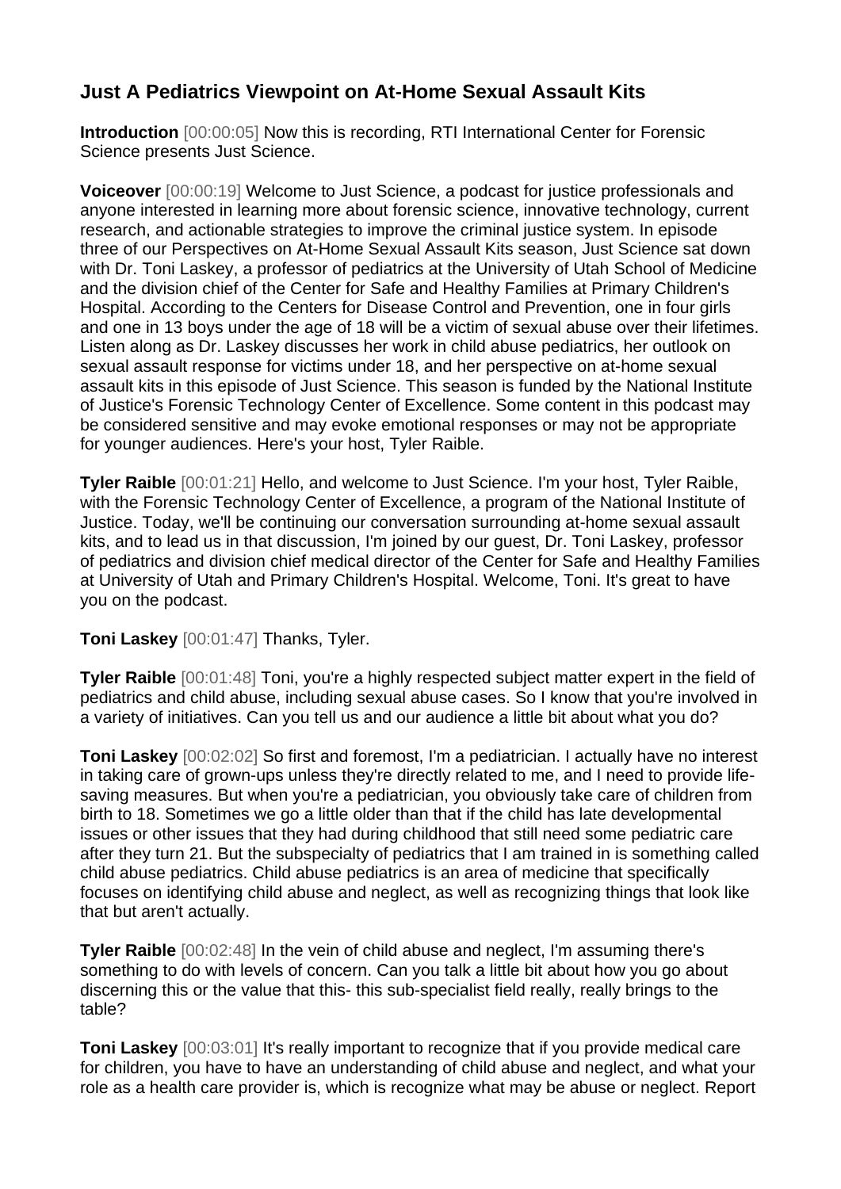# Just A Pediatrics Viewpoint on At-Home Sexual Assault Kits

**Introduction** [00:00:05] Now this is recording, RTI International Center for Forensic Science presents Just Science.

**Voiceover** [00:00:19] Welcome to Just Science, a podcast for justice professionals and anyone interested in learning more about forensic science, innovative technology, current research, and actionable strategies to improve the criminal justice system. In episode three of our Perspectives on At-Home Sexual Assault Kits season, Just Science sat down with Dr. Toni Laskey, a professor of pediatrics at the University of Utah School of Medicine and the division chief of the Center for Safe and Healthy Families at Primary Children's Hospital. According to the Centers for Disease Control and Prevention, one in four girls and one in 13 boys under the age of 18 will be a victim of sexual abuse over their lifetimes. Listen along as Dr. Laskey discusses her work in child abuse pediatrics, her outlook on sexual assault response for victims under 18, and her perspective on at-home sexual assault kits in this episode of Just Science. This season is funded by the National Institute of Justice's Forensic Technology Center of Excellence. Some content in this podcast may be considered sensitive and may evoke emotional responses or may not be appropriate for younger audiences. Here's your host, Tyler Raible.

**Tyler Raible** [00:01:21] Hello, and welcome to Just Science. I'm your host, Tyler Raible, with the Forensic Technology Center of Excellence, a program of the National Institute of Justice. Today, we'll be continuing our conversation surrounding at-home sexual assault kits, and to lead us in that discussion, I'm joined by our guest, Dr. Toni Laskey, professor of pediatrics and division chief medical director of the Center for Safe and Healthy Families at University of Utah and Primary Children's Hospital. Welcome, Toni. It's great to have you on the podcast.

**Toni Laskey** [00:01:47] Thanks, Tyler.

**Tyler Raible** [00:01:48] Toni, you're a highly respected subject matter expert in the field of pediatrics and child abuse, including sexual abuse cases. So I know that you're involved in a variety of initiatives. Can you tell us and our audience a little bit about what you do?

**Toni Laskey** [00:02:02] So first and foremost, I'm a pediatrician. I actually have no interest in taking care of grown-ups unless they're directly related to me, and I need to provide life-saving measures. But when you're a pediatrician, you obviously take care of children from birth to 18. Sometimes we go a little older than that if the child has late developmental issues or other issues that they had during childhood that still need some pediatric care after they turn 21. But the subspecialty of pediatrics that I am trained in is something called child abuse pediatrics. Child abuse pediatrics is an area of medicine that specifically focuses on identifying child abuse and neglect, as well as recognizing things that look like that but aren't actually.

**Tyler Raible** [00:02:48] In the vein of child abuse and neglect, I'm assuming there's something to do with levels of concern. Can you talk a little bit about how you go about discerning this or the value that this- this sub-specialist field really, really brings to the table?

**Toni Laskey** [00:03:01] It's really important to recognize that if you provide medical care for children, you have to have an understanding of child abuse and neglect, and what your role as a health care provider is, which is recognize what may be abuse or neglect. Report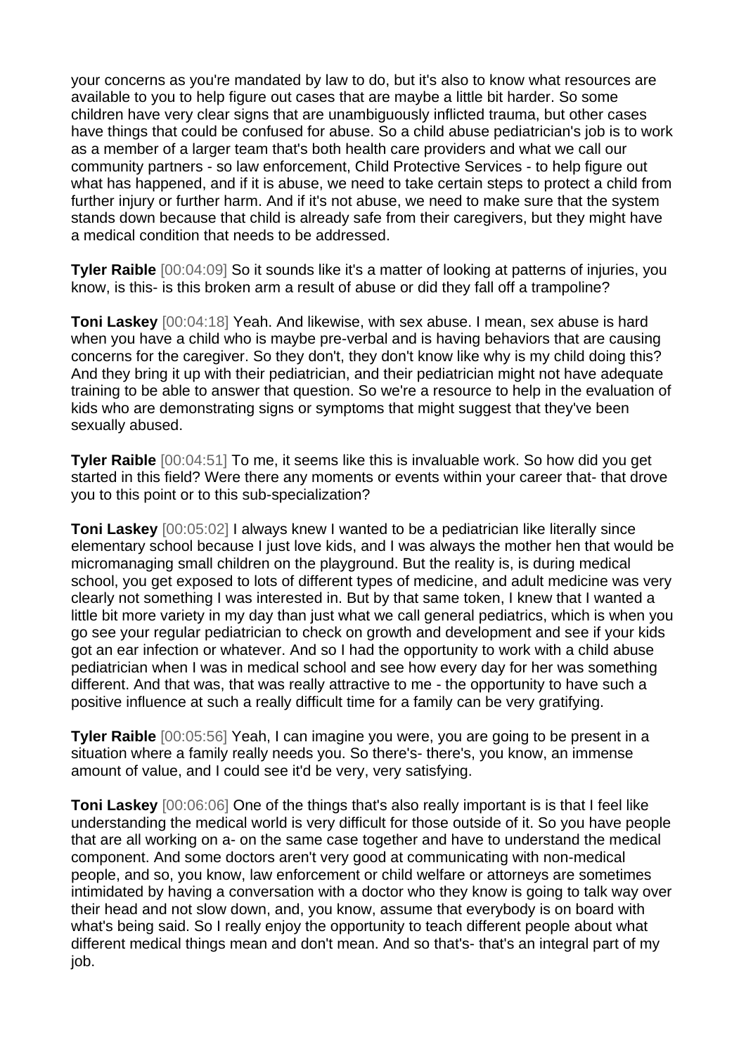your concerns as you're mandated by law to do, but it's also to know what resources are available to you to help figure out cases that are maybe a little bit harder. So some children have very clear signs that are unambiguously inflicted trauma, but other cases have things that could be confused for abuse. So a child abuse pediatrician's job is to work as a member of a larger team that's both health care providers and what we call our community partners - so law enforcement, Child Protective Services - to help figure out what has happened, and if it is abuse, we need to take certain steps to protect a child from further injury or further harm. And if it's not abuse, we need to make sure that the system stands down because that child is already safe from their caregivers, but they might have a medical condition that needs to be addressed.

**Tyler Raible** [00:04:09] So it sounds like it's a matter of looking at patterns of injuries, you know, is this- is this broken arm a result of abuse or did they fall off a trampoline?

**Toni Laskey** [00:04:18] Yeah. And likewise, with sex abuse. I mean, sex abuse is hard when you have a child who is maybe pre-verbal and is having behaviors that are causing concerns for the caregiver. So they don't, they don't know like why is my child doing this? And they bring it up with their pediatrician, and their pediatrician might not have adequate training to be able to answer that question. So we're a resource to help in the evaluation of kids who are demonstrating signs or symptoms that might suggest that they've been sexually abused.

**Tyler Raible** [00:04:51] To me, it seems like this is invaluable work. So how did you get started in this field? Were there any moments or events within your career that- that drove you to this point or to this sub-specialization?

**Toni Laskey** [00:05:02] I always knew I wanted to be a pediatrician like literally since elementary school because I just love kids, and I was always the mother hen that would be micromanaging small children on the playground. But the reality is, is during medical school, you get exposed to lots of different types of medicine, and adult medicine was very clearly not something I was interested in. But by that same token, I knew that I wanted a little bit more variety in my day than just what we call general pediatrics, which is when you go see your regular pediatrician to check on growth and development and see if your kids got an ear infection or whatever. And so I had the opportunity to work with a child abuse pediatrician when I was in medical school and see how every day for her was something different. And that was, that was really attractive to me - the opportunity to have such a positive influence at such a really difficult time for a family can be very gratifying.

**Tyler Raible** [00:05:56] Yeah, I can imagine you were, you are going to be present in a situation where a family really needs you. So there's- there's, you know, an immense amount of value, and I could see it'd be very, very satisfying.

**Toni Laskey** [00:06:06] One of the things that's also really important is is that I feel like understanding the medical world is very difficult for those outside of it. So you have people that are all working on a- on the same case together and have to understand the medical component. And some doctors aren't very good at communicating with non-medical people, and so, you know, law enforcement or child welfare or attorneys are sometimes intimidated by having a conversation with a doctor who they know is going to talk way over their head and not slow down, and, you know, assume that everybody is on board with what's being said. So I really enjoy the opportunity to teach different people about what different medical things mean and don't mean. And so that's- that's an integral part of my job.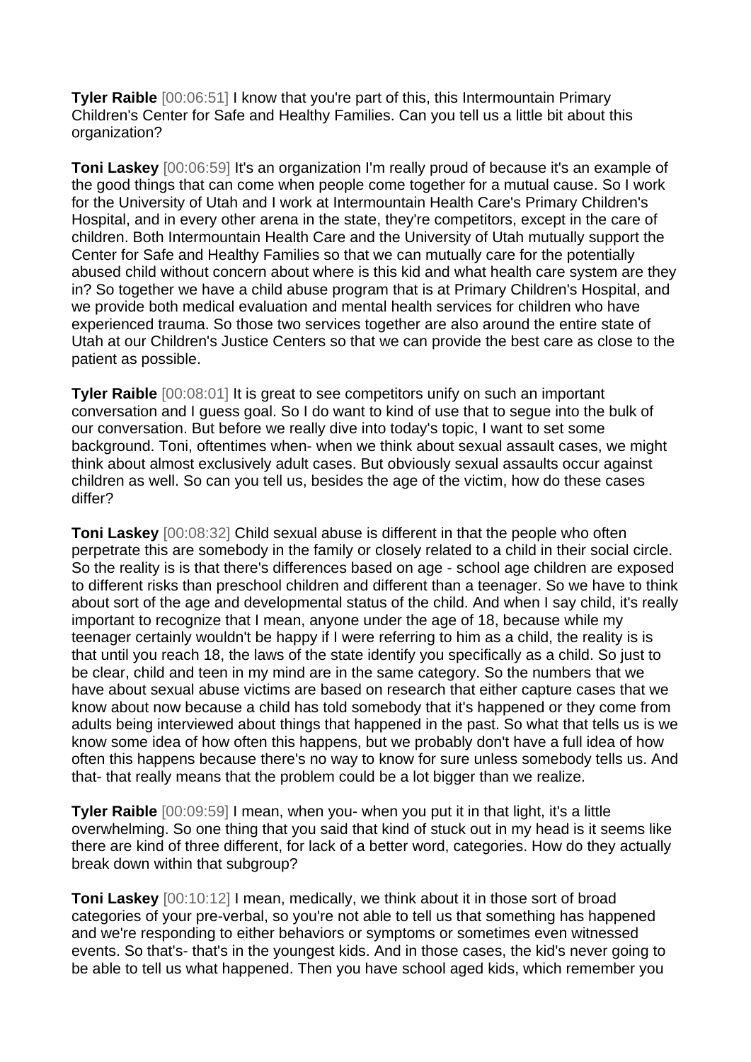**Tyler Raible** [00:06:51] I know that you're part of this, this Intermountain Primary Children's Center for Safe and Healthy Families. Can you tell us a little bit about this organization?

**Toni Laskey** [00:06:59] It's an organization I'm really proud of because it's an example of the good things that can come when people come together for a mutual cause. So I work for the University of Utah and I work at Intermountain Health Care's Primary Children's Hospital, and in every other arena in the state, they're competitors, except in the care of children. Both Intermountain Health Care and the University of Utah mutually support the Center for Safe and Healthy Families so that we can mutually care for the potentially abused child without concern about where is this kid and what health care system are they in? So together we have a child abuse program that is at Primary Children's Hospital, and we provide both medical evaluation and mental health services for children who have experienced trauma. So those two services together are also around the entire state of Utah at our Children's Justice Centers so that we can provide the best care as close to the patient as possible.

**Tyler Raible** [00:08:01] It is great to see competitors unify on such an important conversation and I guess goal. So I do want to kind of use that to segue into the bulk of our conversation. But before we really dive into today's topic, I want to set some background. Toni, oftentimes when- when we think about sexual assault cases, we might think about almost exclusively adult cases. But obviously sexual assaults occur against children as well. So can you tell us, besides the age of the victim, how do these cases differ?

**Toni Laskey** [00:08:32] Child sexual abuse is different in that the people who often perpetrate this are somebody in the family or closely related to a child in their social circle. So the reality is is that there's differences based on age - school age children are exposed to different risks than preschool children and different than a teenager. So we have to think about sort of the age and developmental status of the child. And when I say child, it's really important to recognize that I mean, anyone under the age of 18, because while my teenager certainly wouldn't be happy if I were referring to him as a child, the reality is is that until you reach 18, the laws of the state identify you specifically as a child. So just to be clear, child and teen in my mind are in the same category. So the numbers that we have about sexual abuse victims are based on research that either capture cases that we know about now because a child has told somebody that it's happened or they come from adults being interviewed about things that happened in the past. So what that tells us is we know some idea of how often this happens, but we probably don't have a full idea of how often this happens because there's no way to know for sure unless somebody tells us. And that- that really means that the problem could be a lot bigger than we realize.

**Tyler Raible** [00:09:59] I mean, when you- when you put it in that light, it's a little overwhelming. So one thing that you said that kind of stuck out in my head is it seems like there are kind of three different, for lack of a better word, categories. How do they actually break down within that subgroup?

**Toni Laskey** [00:10:12] I mean, medically, we think about it in those sort of broad categories of your pre-verbal, so you're not able to tell us that something has happened and we're responding to either behaviors or symptoms or sometimes even witnessed events. So that's- that's in the youngest kids. And in those cases, the kid's never going to be able to tell us what happened. Then you have school aged kids, which remember you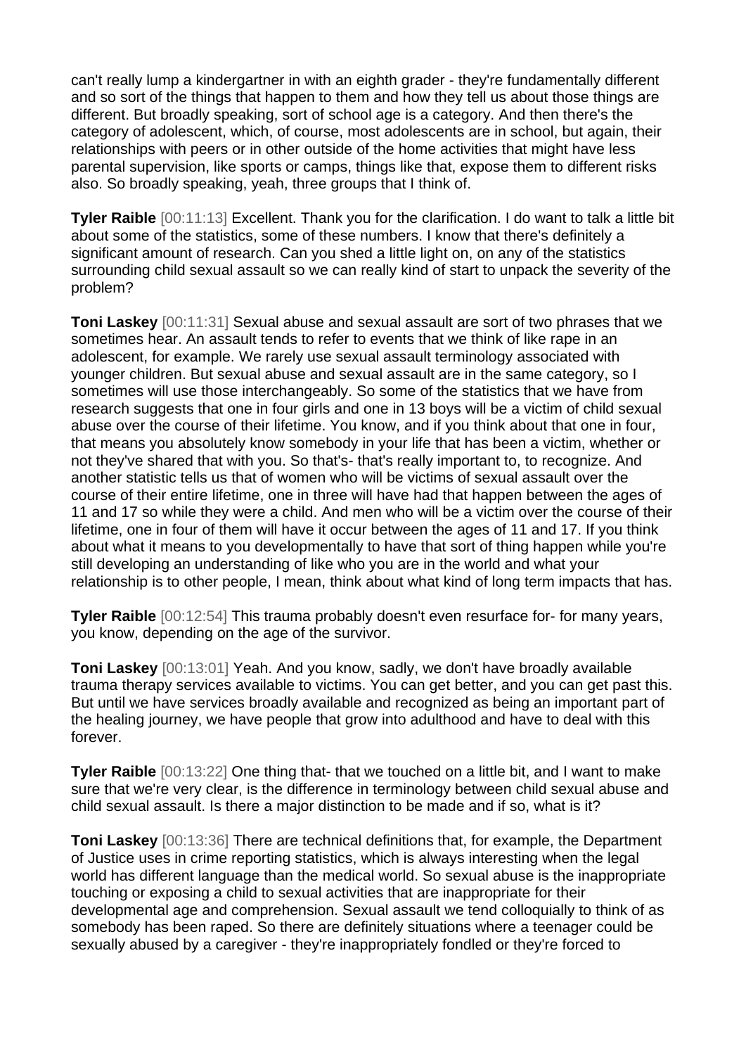can't really lump a kindergartner in with an eighth grader - they're fundamentally different and so sort of the things that happen to them and how they tell us about those things are different. But broadly speaking, sort of school age is a category. And then there's the category of adolescent, which, of course, most adolescents are in school, but again, their relationships with peers or in other outside of the home activities that might have less parental supervision, like sports or camps, things like that, expose them to different risks also. So broadly speaking, yeah, three groups that I think of.

**Tyler Raible** [00:11:13] Excellent. Thank you for the clarification. I do want to talk a little bit about some of the statistics, some of these numbers. I know that there's definitely a significant amount of research. Can you shed a little light on, on any of the statistics surrounding child sexual assault so we can really kind of start to unpack the severity of the problem?

**Toni Laskey** [00:11:31] Sexual abuse and sexual assault are sort of two phrases that we sometimes hear. An assault tends to refer to events that we think of like rape in an adolescent, for example. We rarely use sexual assault terminology associated with younger children. But sexual abuse and sexual assault are in the same category, so I sometimes will use those interchangeably. So some of the statistics that we have from research suggests that one in four girls and one in 13 boys will be a victim of child sexual abuse over the course of their lifetime. You know, and if you think about that one in four, that means you absolutely know somebody in your life that has been a victim, whether or not they've shared that with you. So that's- that's really important to, to recognize. And another statistic tells us that of women who will be victims of sexual assault over the course of their entire lifetime, one in three will have had that happen between the ages of 11 and 17 so while they were a child. And men who will be a victim over the course of their lifetime, one in four of them will have it occur between the ages of 11 and 17. If you think about what it means to you developmentally to have that sort of thing happen while you're still developing an understanding of like who you are in the world and what your relationship is to other people, I mean, think about what kind of long term impacts that has.

**Tyler Raible** [00:12:54] This trauma probably doesn't even resurface for- for many years, you know, depending on the age of the survivor.

**Toni Laskey** [00:13:01] Yeah. And you know, sadly, we don't have broadly available trauma therapy services available to victims. You can get better, and you can get past this. But until we have services broadly available and recognized as being an important part of the healing journey, we have people that grow into adulthood and have to deal with this forever.

**Tyler Raible** [00:13:22] One thing that- that we touched on a little bit, and I want to make sure that we're very clear, is the difference in terminology between child sexual abuse and child sexual assault. Is there a major distinction to be made and if so, what is it?

**Toni Laskey** [00:13:36] There are technical definitions that, for example, the Department of Justice uses in crime reporting statistics, which is always interesting when the legal world has different language than the medical world. So sexual abuse is the inappropriate touching or exposing a child to sexual activities that are inappropriate for their developmental age and comprehension. Sexual assault we tend colloquially to think of as somebody has been raped. So there are definitely situations where a teenager could be sexually abused by a caregiver - they're inappropriately fondled or they're forced to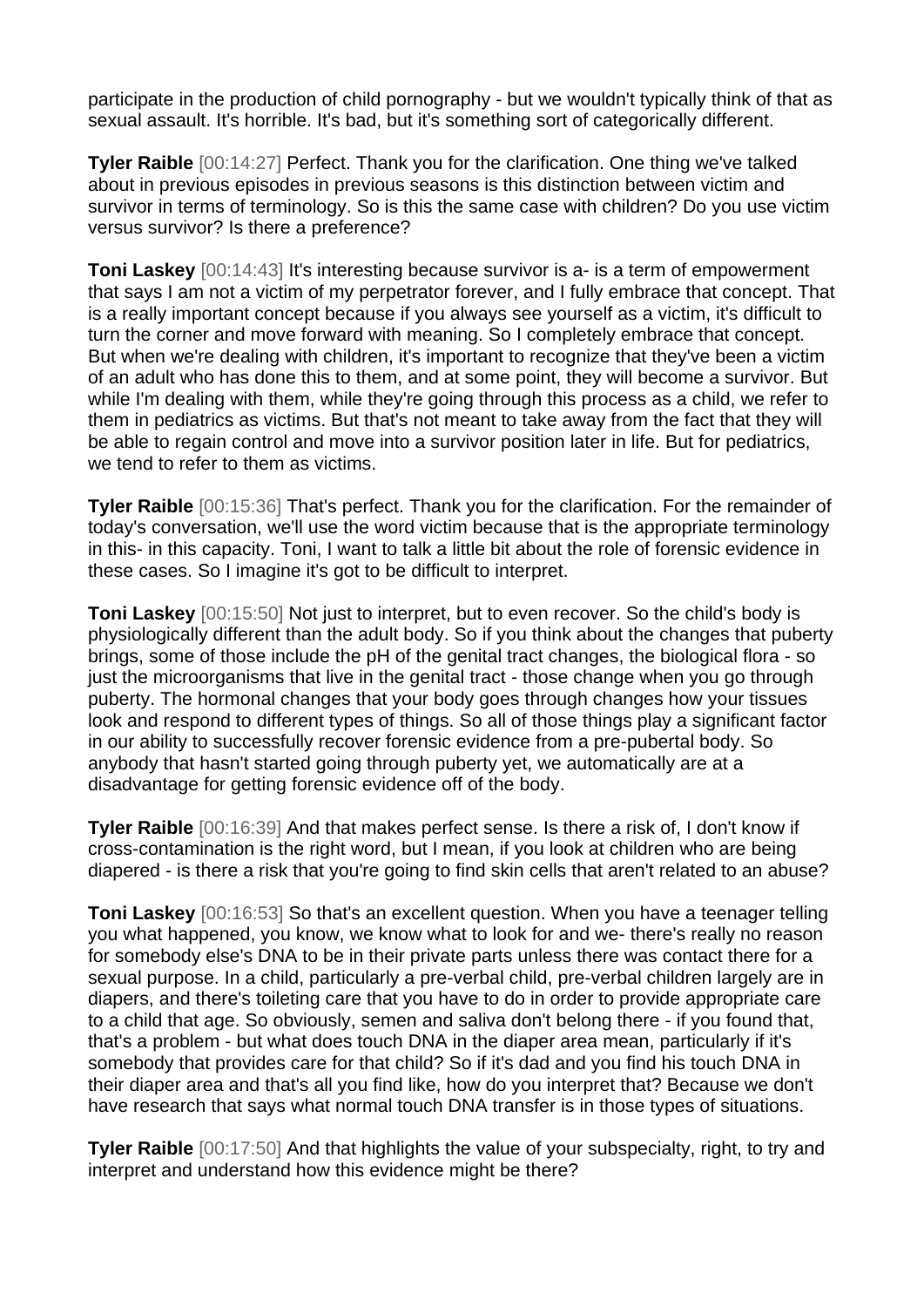participate in the production of child pornography - but we wouldn't typically think of that as sexual assault. It's horrible. It's bad, but it's something sort of categorically different.

**Tyler Raible** [00:14:27] Perfect. Thank you for the clarification. One thing we've talked about in previous episodes in previous seasons is this distinction between victim and survivor in terms of terminology. So is this the same case with children? Do you use victim versus survivor? Is there a preference?

**Toni Laskey** [00:14:43] It's interesting because survivor is a- is a term of empowerment that says I am not a victim of my perpetrator forever, and I fully embrace that concept. That is a really important concept because if you always see yourself as a victim, it's difficult to turn the corner and move forward with meaning. So I completely embrace that concept. But when we're dealing with children, it's important to recognize that they've been a victim of an adult who has done this to them, and at some point, they will become a survivor. But while I'm dealing with them, while they're going through this process as a child, we refer to them in pediatrics as victims. But that's not meant to take away from the fact that they will be able to regain control and move into a survivor position later in life. But for pediatrics, we tend to refer to them as victims.

**Tyler Raible** [00:15:36] That's perfect. Thank you for the clarification. For the remainder of today's conversation, we'll use the word victim because that is the appropriate terminology in this- in this capacity. Toni, I want to talk a little bit about the role of forensic evidence in these cases. So I imagine it's got to be difficult to interpret.

**Toni Laskey** [00:15:50] Not just to interpret, but to even recover. So the child's body is physiologically different than the adult body. So if you think about the changes that puberty brings, some of those include the pH of the genital tract changes, the biological flora - so just the microorganisms that live in the genital tract - those change when you go through puberty. The hormonal changes that your body goes through changes how your tissues look and respond to different types of things. So all of those things play a significant factor in our ability to successfully recover forensic evidence from a pre-pubertal body. So anybody that hasn't started going through puberty yet, we automatically are at a disadvantage for getting forensic evidence off of the body.

**Tyler Raible** [00:16:39] And that makes perfect sense. Is there a risk of, I don't know if cross-contamination is the right word, but I mean, if you look at children who are being diapered - is there a risk that you're going to find skin cells that aren't related to an abuse?

**Toni Laskey** [00:16:53] So that's an excellent question. When you have a teenager telling you what happened, you know, we know what to look for and we- there's really no reason for somebody else's DNA to be in their private parts unless there was contact there for a sexual purpose. In a child, particularly a pre-verbal child, pre-verbal children largely are in diapers, and there's toileting care that you have to do in order to provide appropriate care to a child that age. So obviously, semen and saliva don't belong there - if you found that, that's a problem - but what does touch DNA in the diaper area mean, particularly if it's somebody that provides care for that child? So if it's dad and you find his touch DNA in their diaper area and that's all you find like, how do you interpret that? Because we don't have research that says what normal touch DNA transfer is in those types of situations.

**Tyler Raible** [00:17:50] And that highlights the value of your subspecialty, right, to try and interpret and understand how this evidence might be there?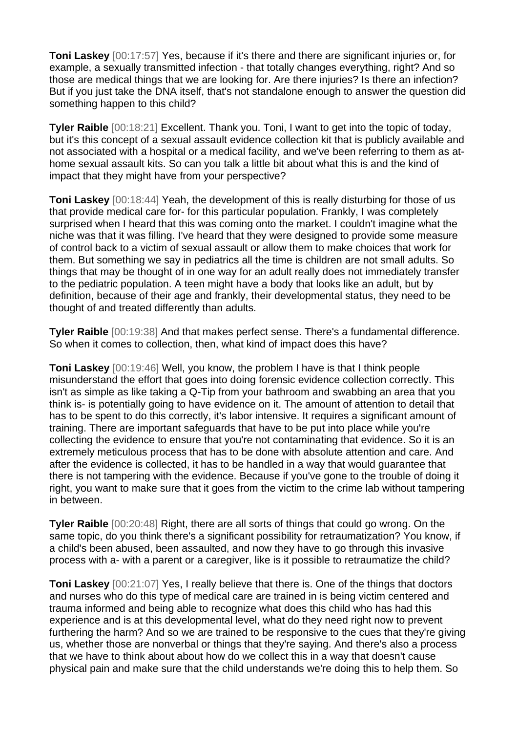**Toni Laskey** [00:17:57] Yes, because if it's there and there are significant injuries or, for example, a sexually transmitted infection - that totally changes everything, right? And so those are medical things that we are looking for. Are there injuries? Is there an infection? But if you just take the DNA itself, that's not standalone enough to answer the question did something happen to this child?

**Tyler Raible** [00:18:21] Excellent. Thank you. Toni, I want to get into the topic of today, but it's this concept of a sexual assault evidence collection kit that is publicly available and not associated with a hospital or a medical facility, and we've been referring to them as at-home sexual assault kits. So can you talk a little bit about what this is and the kind of impact that they might have from your perspective?

**Toni Laskey** [00:18:44] Yeah, the development of this is really disturbing for those of us that provide medical care for- for this particular population. Frankly, I was completely surprised when I heard that this was coming onto the market. I couldn't imagine what the niche was that it was filling. I've heard that they were designed to provide some measure of control back to a victim of sexual assault or allow them to make choices that work for them. But something we say in pediatrics all the time is children are not small adults. So things that may be thought of in one way for an adult really does not immediately transfer to the pediatric population. A teen might have a body that looks like an adult, but by definition, because of their age and frankly, their developmental status, they need to be thought of and treated differently than adults.

**Tyler Raible** [00:19:38] And that makes perfect sense. There's a fundamental difference. So when it comes to collection, then, what kind of impact does this have?

**Toni Laskey** [00:19:46] Well, you know, the problem I have is that I think people misunderstand the effort that goes into doing forensic evidence collection correctly. This isn't as simple as like taking a Q-Tip from your bathroom and swabbing an area that you think is- is potentially going to have evidence on it. The amount of attention to detail that has to be spent to do this correctly, it's labor intensive. It requires a significant amount of training. There are important safeguards that have to be put into place while you're collecting the evidence to ensure that you're not contaminating that evidence. So it is an extremely meticulous process that has to be done with absolute attention and care. And after the evidence is collected, it has to be handled in a way that would guarantee that there is not tampering with the evidence. Because if you've gone to the trouble of doing it right, you want to make sure that it goes from the victim to the crime lab without tampering in between.

**Tyler Raible** [00:20:48] Right, there are all sorts of things that could go wrong. On the same topic, do you think there's a significant possibility for retraumatization? You know, if a child's been abused, been assaulted, and now they have to go through this invasive process with a- with a parent or a caregiver, like is it possible to retraumatize the child?

**Toni Laskey** [00:21:07] Yes, I really believe that there is. One of the things that doctors and nurses who do this type of medical care are trained in is being victim centered and trauma informed and being able to recognize what does this child who has had this experience and is at this developmental level, what do they need right now to prevent furthering the harm? And so we are trained to be responsive to the cues that they're giving us, whether those are nonverbal or things that they're saying. And there's also a process that we have to think about about how do we collect this in a way that doesn't cause physical pain and make sure that the child understands we're doing this to help them. So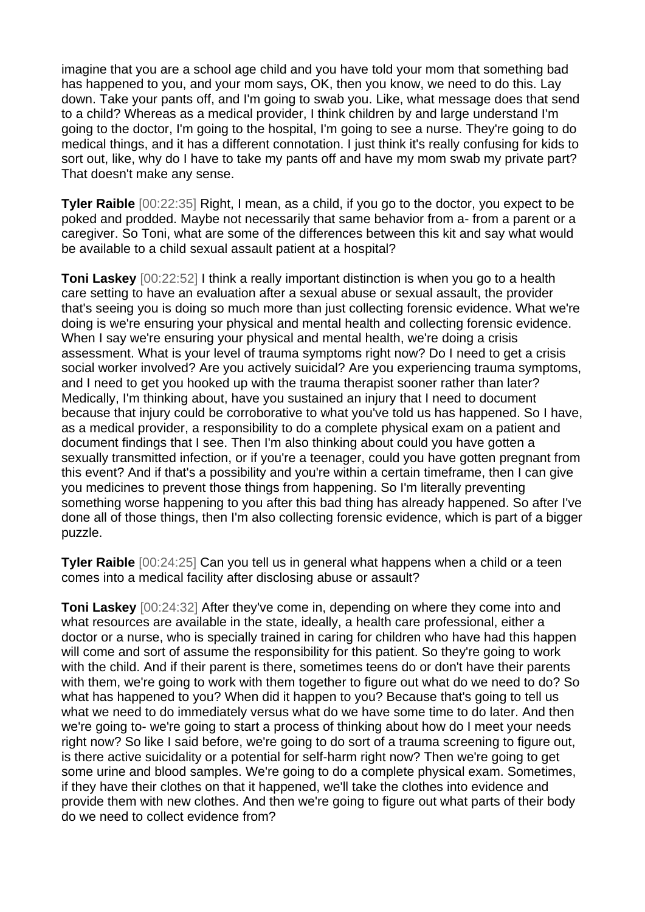imagine that you are a school age child and you have told your mom that something bad has happened to you, and your mom says, OK, then you know, we need to do this. Lay down. Take your pants off, and I'm going to swab you. Like, what message does that send to a child? Whereas as a medical provider, I think children by and large understand I'm going to the doctor, I'm going to the hospital, I'm going to see a nurse. They're going to do medical things, and it has a different connotation. I just think it's really confusing for kids to sort out, like, why do I have to take my pants off and have my mom swab my private part? That doesn't make any sense.

**Tyler Raible** [00:22:35] Right, I mean, as a child, if you go to the doctor, you expect to be poked and prodded. Maybe not necessarily that same behavior from a- from a parent or a caregiver. So Toni, what are some of the differences between this kit and say what would be available to a child sexual assault patient at a hospital?

**Toni Laskey** [00:22:52] I think a really important distinction is when you go to a health care setting to have an evaluation after a sexual abuse or sexual assault, the provider that's seeing you is doing so much more than just collecting forensic evidence. What we're doing is we're ensuring your physical and mental health and collecting forensic evidence. When I say we're ensuring your physical and mental health, we're doing a crisis assessment. What is your level of trauma symptoms right now? Do I need to get a crisis social worker involved? Are you actively suicidal? Are you experiencing trauma symptoms, and I need to get you hooked up with the trauma therapist sooner rather than later? Medically, I'm thinking about, have you sustained an injury that I need to document because that injury could be corroborative to what you've told us has happened. So I have, as a medical provider, a responsibility to do a complete physical exam on a patient and document findings that I see. Then I'm also thinking about could you have gotten a sexually transmitted infection, or if you're a teenager, could you have gotten pregnant from this event? And if that's a possibility and you're within a certain timeframe, then I can give you medicines to prevent those things from happening. So I'm literally preventing something worse happening to you after this bad thing has already happened. So after I've done all of those things, then I'm also collecting forensic evidence, which is part of a bigger puzzle.

**Tyler Raible** [00:24:25] Can you tell us in general what happens when a child or a teen comes into a medical facility after disclosing abuse or assault?

**Toni Laskey** [00:24:32] After they've come in, depending on where they come into and what resources are available in the state, ideally, a health care professional, either a doctor or a nurse, who is specially trained in caring for children who have had this happen will come and sort of assume the responsibility for this patient. So they're going to work with the child. And if their parent is there, sometimes teens do or don't have their parents with them, we're going to work with them together to figure out what do we need to do? So what has happened to you? When did it happen to you? Because that's going to tell us what we need to do immediately versus what do we have some time to do later. And then we're going to- we're going to start a process of thinking about how do I meet your needs right now? So like I said before, we're going to do sort of a trauma screening to figure out, is there active suicidality or a potential for self-harm right now? Then we're going to get some urine and blood samples. We're going to do a complete physical exam. Sometimes, if they have their clothes on that it happened, we'll take the clothes into evidence and provide them with new clothes. And then we're going to figure out what parts of their body do we need to collect evidence from?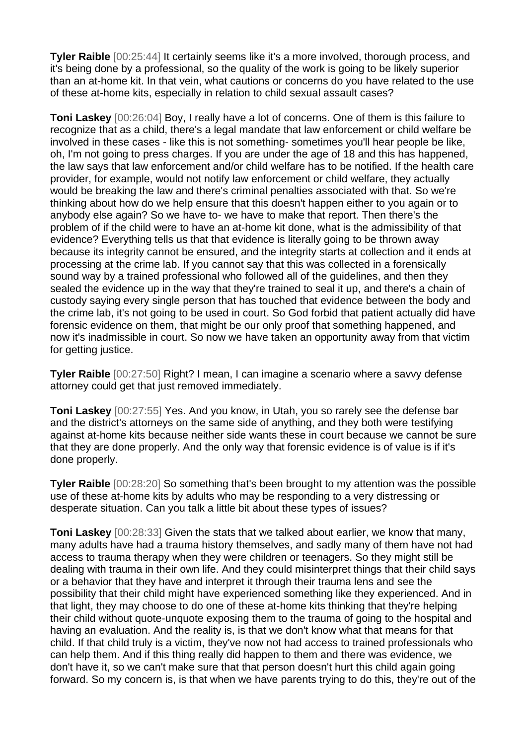**Tyler Raible** [00:25:44] It certainly seems like it's a more involved, thorough process, and it's being done by a professional, so the quality of the work is going to be likely superior than an at-home kit. In that vein, what cautions or concerns do you have related to the use of these at-home kits, especially in relation to child sexual assault cases?

**Toni Laskey** [00:26:04] Boy, I really have a lot of concerns. One of them is this failure to recognize that as a child, there's a legal mandate that law enforcement or child welfare be involved in these cases - like this is not something- sometimes you'll hear people be like, oh, I'm not going to press charges. If you are under the age of 18 and this has happened, the law says that law enforcement and/or child welfare has to be notified. If the health care provider, for example, would not notify law enforcement or child welfare, they actually would be breaking the law and there's criminal penalties associated with that. So we're thinking about how do we help ensure that this doesn't happen either to you again or to anybody else again? So we have to- we have to make that report. Then there's the problem of if the child were to have an at-home kit done, what is the admissibility of that evidence? Everything tells us that that evidence is literally going to be thrown away because its integrity cannot be ensured, and the integrity starts at collection and it ends at processing at the crime lab. If you cannot say that this was collected in a forensically sound way by a trained professional who followed all of the guidelines, and then they sealed the evidence up in the way that they're trained to seal it up, and there's a chain of custody saying every single person that has touched that evidence between the body and the crime lab, it's not going to be used in court. So God forbid that patient actually did have forensic evidence on them, that might be our only proof that something happened, and now it's inadmissible in court. So now we have taken an opportunity away from that victim for getting justice.

**Tyler Raible** [00:27:50] Right? I mean, I can imagine a scenario where a savvy defense attorney could get that just removed immediately.

**Toni Laskey** [00:27:55] Yes. And you know, in Utah, you so rarely see the defense bar and the district's attorneys on the same side of anything, and they both were testifying against at-home kits because neither side wants these in court because we cannot be sure that they are done properly. And the only way that forensic evidence is of value is if it's done properly.

**Tyler Raible** [00:28:20] So something that's been brought to my attention was the possible use of these at-home kits by adults who may be responding to a very distressing or desperate situation. Can you talk a little bit about these types of issues?

**Toni Laskey** [00:28:33] Given the stats that we talked about earlier, we know that many, many adults have had a trauma history themselves, and sadly many of them have not had access to trauma therapy when they were children or teenagers. So they might still be dealing with trauma in their own life. And they could misinterpret things that their child says or a behavior that they have and interpret it through their trauma lens and see the possibility that their child might have experienced something like they experienced. And in that light, they may choose to do one of these at-home kits thinking that they're helping their child without quote-unquote exposing them to the trauma of going to the hospital and having an evaluation. And the reality is, is that we don't know what that means for that child. If that child truly is a victim, they've now not had access to trained professionals who can help them. And if this thing really did happen to them and there was evidence, we don't have it, so we can't make sure that that person doesn't hurt this child again going forward. So my concern is, is that when we have parents trying to do this, they're out of the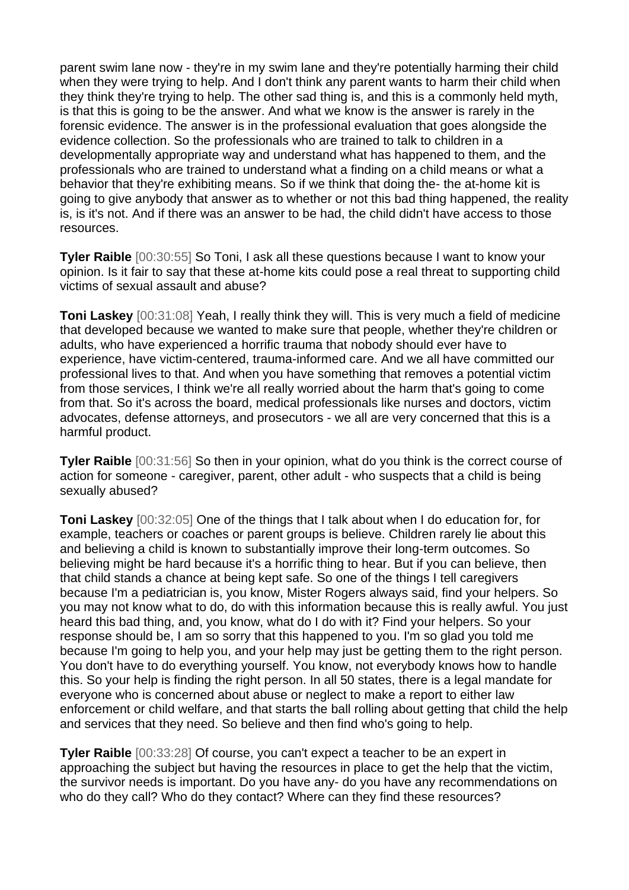parent swim lane now - they're in my swim lane and they're potentially harming their child when they were trying to help. And I don't think any parent wants to harm their child when they think they're trying to help. The other sad thing is, and this is a commonly held myth, is that this is going to be the answer. And what we know is the answer is rarely in the forensic evidence. The answer is in the professional evaluation that goes alongside the evidence collection. So the professionals who are trained to talk to children in a developmentally appropriate way and understand what has happened to them, and the professionals who are trained to understand what a finding on a child means or what a behavior that they're exhibiting means. So if we think that doing the- the at-home kit is going to give anybody that answer as to whether or not this bad thing happened, the reality is, is it's not. And if there was an answer to be had, the child didn't have access to those resources.

**Tyler Raible** [00:30:55] So Toni, I ask all these questions because I want to know your opinion. Is it fair to say that these at-home kits could pose a real threat to supporting child victims of sexual assault and abuse?

**Toni Laskey** [00:31:08] Yeah, I really think they will. This is very much a field of medicine that developed because we wanted to make sure that people, whether they're children or adults, who have experienced a horrific trauma that nobody should ever have to experience, have victim-centered, trauma-informed care. And we all have committed our professional lives to that. And when you have something that removes a potential victim from those services, I think we're all really worried about the harm that's going to come from that. So it's across the board, medical professionals like nurses and doctors, victim advocates, defense attorneys, and prosecutors - we all are very concerned that this is a harmful product.

**Tyler Raible** [00:31:56] So then in your opinion, what do you think is the correct course of action for someone - caregiver, parent, other adult - who suspects that a child is being sexually abused?

**Toni Laskey** [00:32:05] One of the things that I talk about when I do education for, for example, teachers or coaches or parent groups is believe. Children rarely lie about this and believing a child is known to substantially improve their long-term outcomes. So believing might be hard because it's a horrific thing to hear. But if you can believe, then that child stands a chance at being kept safe. So one of the things I tell caregivers because I'm a pediatrician is, you know, Mister Rogers always said, find your helpers. So you may not know what to do, do with this information because this is really awful. You just heard this bad thing, and, you know, what do I do with it? Find your helpers. So your response should be, I am so sorry that this happened to you. I'm so glad you told me because I'm going to help you, and your help may just be getting them to the right person. You don't have to do everything yourself. You know, not everybody knows how to handle this. So your help is finding the right person. In all 50 states, there is a legal mandate for everyone who is concerned about abuse or neglect to make a report to either law enforcement or child welfare, and that starts the ball rolling about getting that child the help and services that they need. So believe and then find who's going to help.

**Tyler Raible** [00:33:28] Of course, you can't expect a teacher to be an expert in approaching the subject but having the resources in place to get the help that the victim, the survivor needs is important. Do you have any- do you have any recommendations on who do they call? Who do they contact? Where can they find these resources?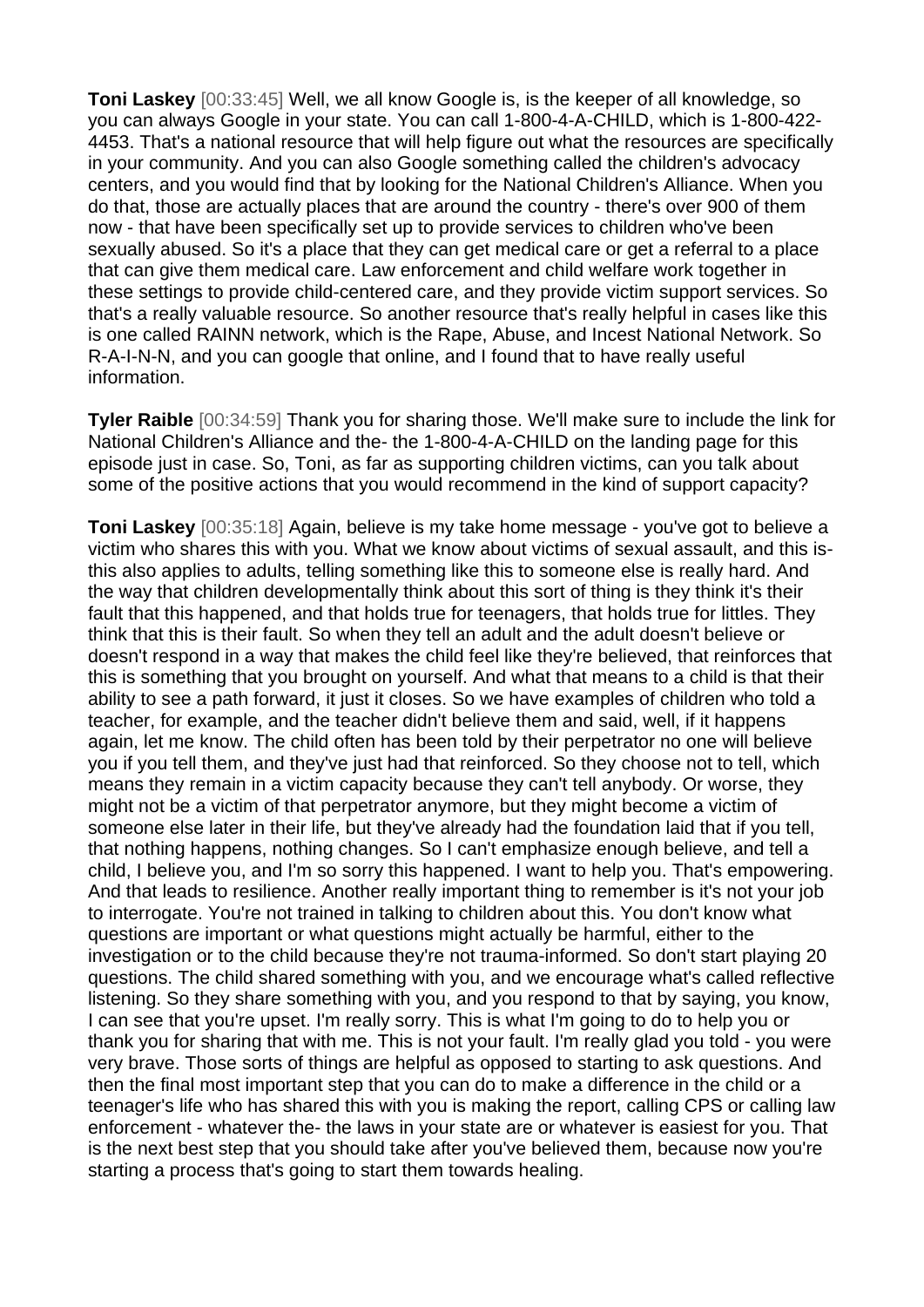**Toni Laskey** [00:33:45] Well, we all know Google is, is the keeper of all knowledge, so you can always Google in your state. You can call 1-800-4-A-CHILD, which is 1-800-422-4453. That's a national resource that will help figure out what the resources are specifically in your community. And you can also Google something called the children's advocacy centers, and you would find that by looking for the National Children's Alliance. When you do that, those are actually places that are around the country - there's over 900 of them now - that have been specifically set up to provide services to children who've been sexually abused. So it's a place that they can get medical care or get a referral to a place that can give them medical care. Law enforcement and child welfare work together in these settings to provide child-centered care, and they provide victim support services. So that's a really valuable resource. So another resource that's really helpful in cases like this is one called RAINN network, which is the Rape, Abuse, and Incest National Network. So R-A-I-N-N, and you can google that online, and I found that to have really useful information.

**Tyler Raible** [00:34:59] Thank you for sharing those. We'll make sure to include the link for National Children's Alliance and the- the 1-800-4-A-CHILD on the landing page for this episode just in case. So, Toni, as far as supporting children victims, can you talk about some of the positive actions that you would recommend in the kind of support capacity?

**Toni Laskey** [00:35:18] Again, believe is my take home message - you've got to believe a victim who shares this with you. What we know about victims of sexual assault, and this is- this also applies to adults, telling something like this to someone else is really hard. And the way that children developmentally think about this sort of thing is they think it's their fault that this happened, and that holds true for teenagers, that holds true for littles. They think that this is their fault. So when they tell an adult and the adult doesn't believe or doesn't respond in a way that makes the child feel like they're believed, that reinforces that this is something that you brought on yourself. And what that means to a child is that their ability to see a path forward, it just it closes. So we have examples of children who told a teacher, for example, and the teacher didn't believe them and said, well, if it happens again, let me know. The child often has been told by their perpetrator no one will believe you if you tell them, and they've just had that reinforced. So they choose not to tell, which means they remain in a victim capacity because they can't tell anybody. Or worse, they might not be a victim of that perpetrator anymore, but they might become a victim of someone else later in their life, but they've already had the foundation laid that if you tell, that nothing happens, nothing changes. So I can't emphasize enough believe, and tell a child, I believe you, and I'm so sorry this happened. I want to help you. That's empowering. And that leads to resilience. Another really important thing to remember is it's not your job to interrogate. You're not trained in talking to children about this. You don't know what questions are important or what questions might actually be harmful, either to the investigation or to the child because they're not trauma-informed. So don't start playing 20 questions. The child shared something with you, and we encourage what's called reflective listening. So they share something with you, and you respond to that by saying, you know, I can see that you're upset. I'm really sorry. This is what I'm going to do to help you or thank you for sharing that with me. This is not your fault. I'm really glad you told - you were very brave. Those sorts of things are helpful as opposed to starting to ask questions. And then the final most important step that you can do to make a difference in the child or a teenager's life who has shared this with you is making the report, calling CPS or calling law enforcement - whatever the- the laws in your state are or whatever is easiest for you. That is the next best step that you should take after you've believed them, because now you're starting a process that's going to start them towards healing.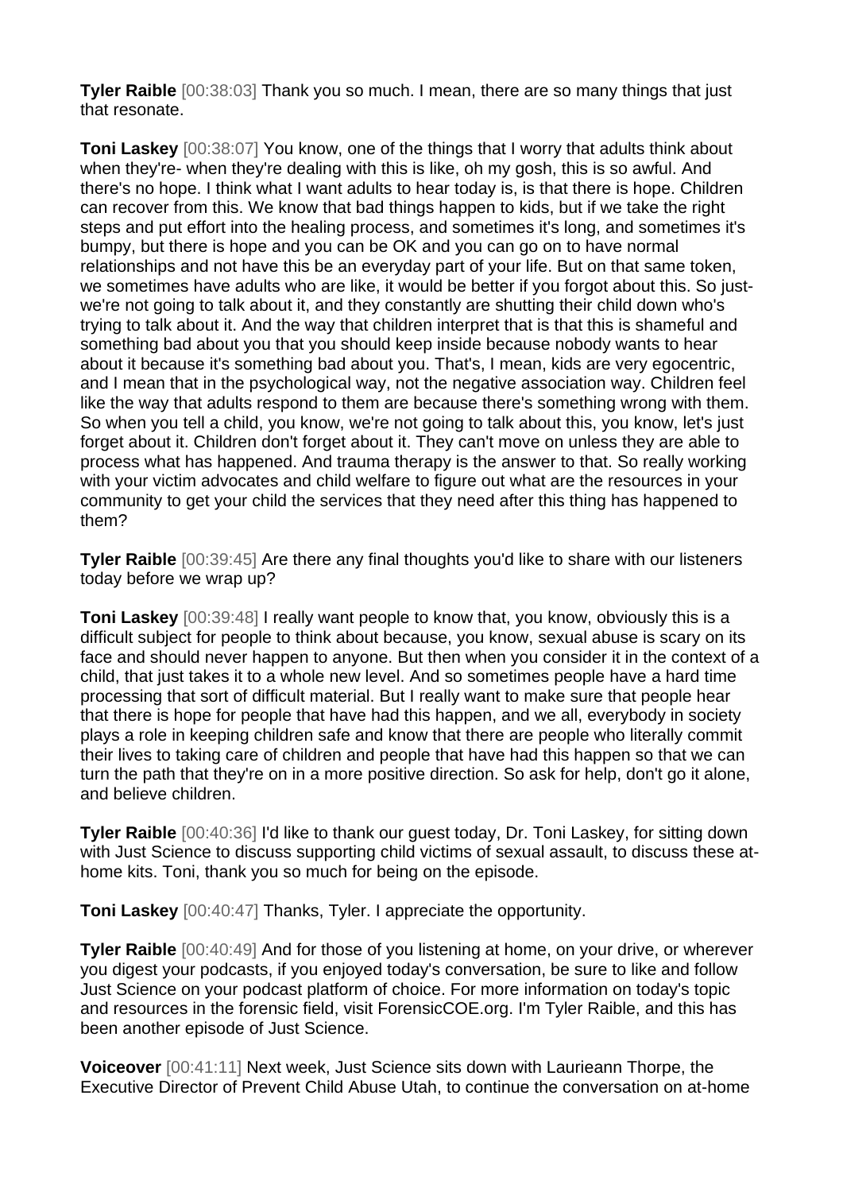**Tyler Raible** [00:38:03] Thank you so much. I mean, there are so many things that just that resonate.

**Toni Laskey** [00:38:07] You know, one of the things that I worry that adults think about when they're- when they're dealing with this is like, oh my gosh, this is so awful. And there's no hope. I think what I want adults to hear today is, is that there is hope. Children can recover from this. We know that bad things happen to kids, but if we take the right steps and put effort into the healing process, and sometimes it's long, and sometimes it's bumpy, but there is hope and you can be OK and you can go on to have normal relationships and not have this be an everyday part of your life. But on that same token, we sometimes have adults who are like, it would be better if you forgot about this. So just- we're not going to talk about it, and they constantly are shutting their child down who's trying to talk about it. And the way that children interpret that is that this is shameful and something bad about you that you should keep inside because nobody wants to hear about it because it's something bad about you. That's, I mean, kids are very egocentric, and I mean that in the psychological way, not the negative association way. Children feel like the way that adults respond to them are because there's something wrong with them. So when you tell a child, you know, we're not going to talk about this, you know, let's just forget about it. Children don't forget about it. They can't move on unless they are able to process what has happened. And trauma therapy is the answer to that. So really working with your victim advocates and child welfare to figure out what are the resources in your community to get your child the services that they need after this thing has happened to them?

**Tyler Raible** [00:39:45] Are there any final thoughts you'd like to share with our listeners today before we wrap up?

**Toni Laskey** [00:39:48] I really want people to know that, you know, obviously this is a difficult subject for people to think about because, you know, sexual abuse is scary on its face and should never happen to anyone. But then when you consider it in the context of a child, that just takes it to a whole new level. And so sometimes people have a hard time processing that sort of difficult material. But I really want to make sure that people hear that there is hope for people that have had this happen, and we all, everybody in society plays a role in keeping children safe and know that there are people who literally commit their lives to taking care of children and people that have had this happen so that we can turn the path that they're on in a more positive direction. So ask for help, don't go it alone, and believe children.

**Tyler Raible** [00:40:36] I'd like to thank our guest today, Dr. Toni Laskey, for sitting down with Just Science to discuss supporting child victims of sexual assault, to discuss these at-home kits. Toni, thank you so much for being on the episode.

**Toni Laskey** [00:40:47] Thanks, Tyler. I appreciate the opportunity.

**Tyler Raible** [00:40:49] And for those of you listening at home, on your drive, or wherever you digest your podcasts, if you enjoyed today's conversation, be sure to like and follow Just Science on your podcast platform of choice. For more information on today's topic and resources in the forensic field, visit ForensicCOE.org. I'm Tyler Raible, and this has been another episode of Just Science.

**Voiceover** [00:41:11] Next week, Just Science sits down with Laurieann Thorpe, the Executive Director of Prevent Child Abuse Utah, to continue the conversation on at-home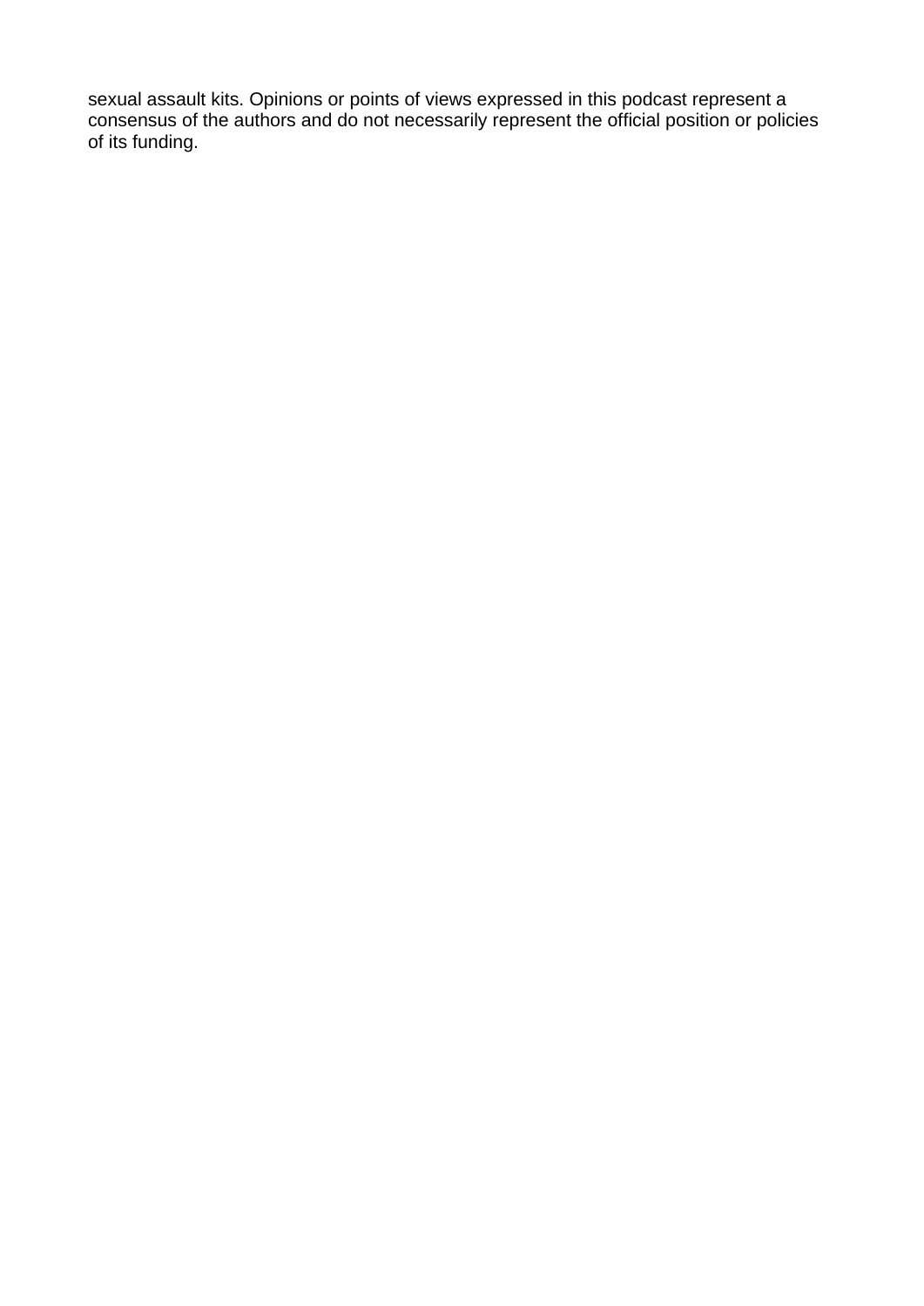sexual assault kits. Opinions or points of views expressed in this podcast represent a consensus of the authors and do not necessarily represent the official position or policies of its funding.